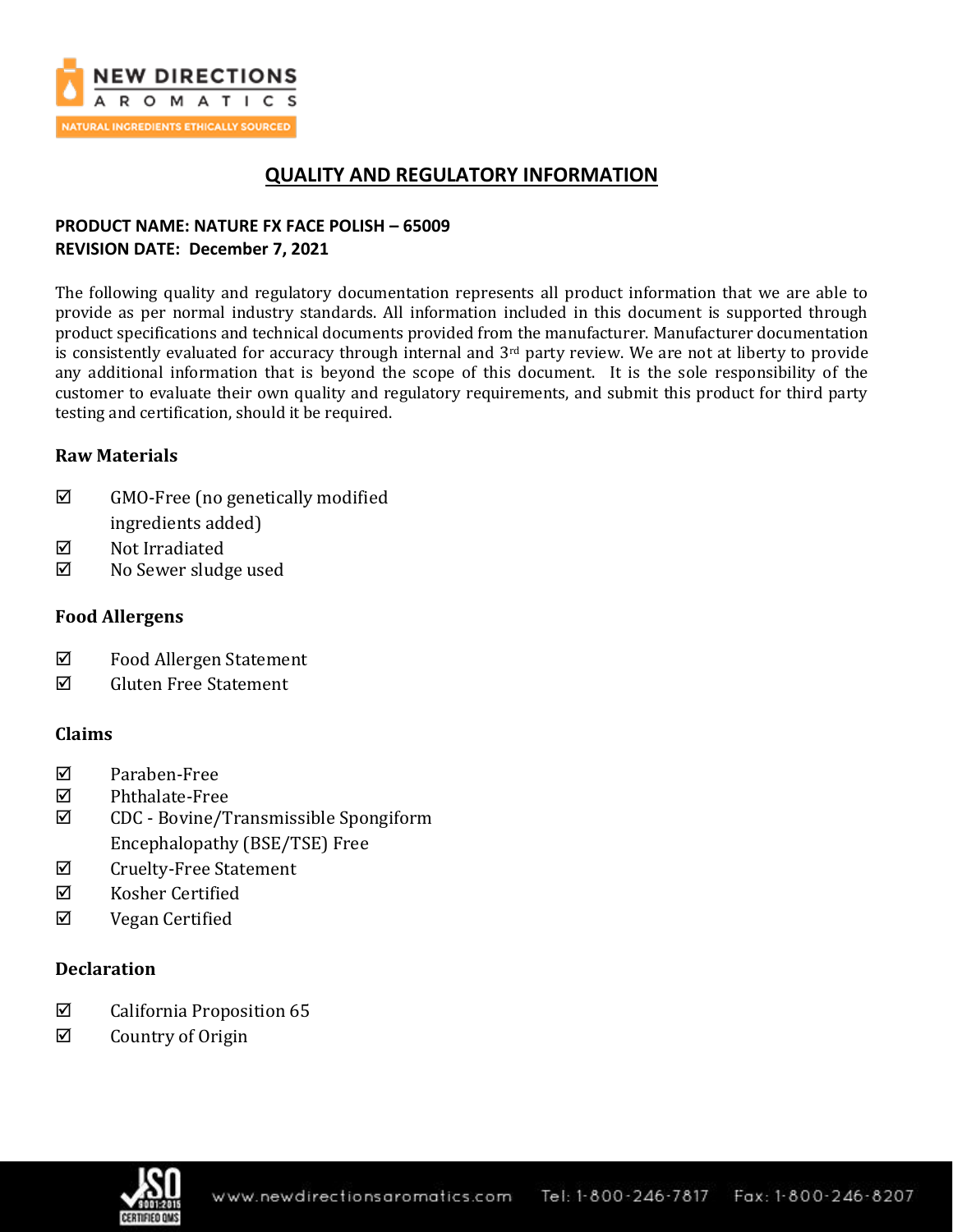# QUALITY AND REGULATORY INFORMATION

**PRODUCT NAME: NATURE FX FACE POLISH – 65009**
**REVISION DATE: December 7, 2021**

The following quality and regulatory documentation represents all product information that we are able to provide as per normal industry standards. All information included in this document is supported through product specifications and technical documents provided from the manufacturer. Manufacturer documentation is consistently evaluated for accuracy through internal and 3rd party review. We are not at liberty to provide any additional information that is beyond the scope of this document. It is the sole responsibility of the customer to evaluate their own quality and regulatory requirements, and submit this product for third party testing and certification, should it be required.

## Raw Materials

- ☑ GMO-Free (no genetically modified ingredients added)
- ☑ Not Irradiated
- ☑ No Sewer sludge used

## Food Allergens

- ☑ Food Allergen Statement
- ☑ Gluten Free Statement

## Claims

- ☑ Paraben-Free
- ☑ Phthalate-Free
- ☑ CDC - Bovine/Transmissible Spongiform Encephalopathy (BSE/TSE) Free
- ☑ Cruelty-Free Statement
- ☑ Kosher Certified
- ☑ Vegan Certified

## Declaration

- ☑ California Proposition 65
- ☑ Country of Origin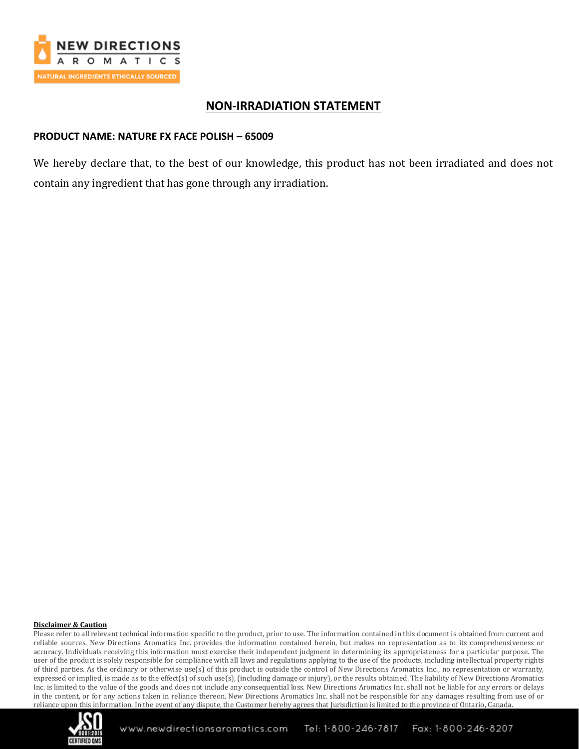## NON-IRRADIATION STATEMENT

**PRODUCT NAME: NATURE FX FACE POLISH – 65009**

We hereby declare that, to the best of our knowledge, this product has not been irradiated and does not contain any ingredient that has gone through any irradiation.

**Disclaimer & Caution**

Please refer to all relevant technical information specific to the product, prior to use. The information contained in this document is obtained from current and reliable sources. New Directions Aromatics Inc. provides the information contained herein, but makes no representation as to its comprehensiveness or accuracy. Individuals receiving this information must exercise their independent judgment in determining its appropriateness for a particular purpose. The user of the product is solely responsible for compliance with all laws and regulations applying to the use of the products, including intellectual property rights of third parties. As the ordinary or otherwise use(s) of this product is outside the control of New Directions Aromatics Inc., no representation or warranty, expressed or implied, is made as to the effect(s) of such use(s), (including damage or injury), or the results obtained. The liability of New Directions Aromatics Inc. is limited to the value of the goods and does not include any consequential loss. New Directions Aromatics Inc. shall not be liable for any errors or delays in the content, or for any actions taken in reliance thereon. New Directions Aromatics Inc. shall not be responsible for any damages resulting from use of or reliance upon this information. In the event of any dispute, the Customer hereby agrees that Jurisdiction is limited to the province of Ontario, Canada.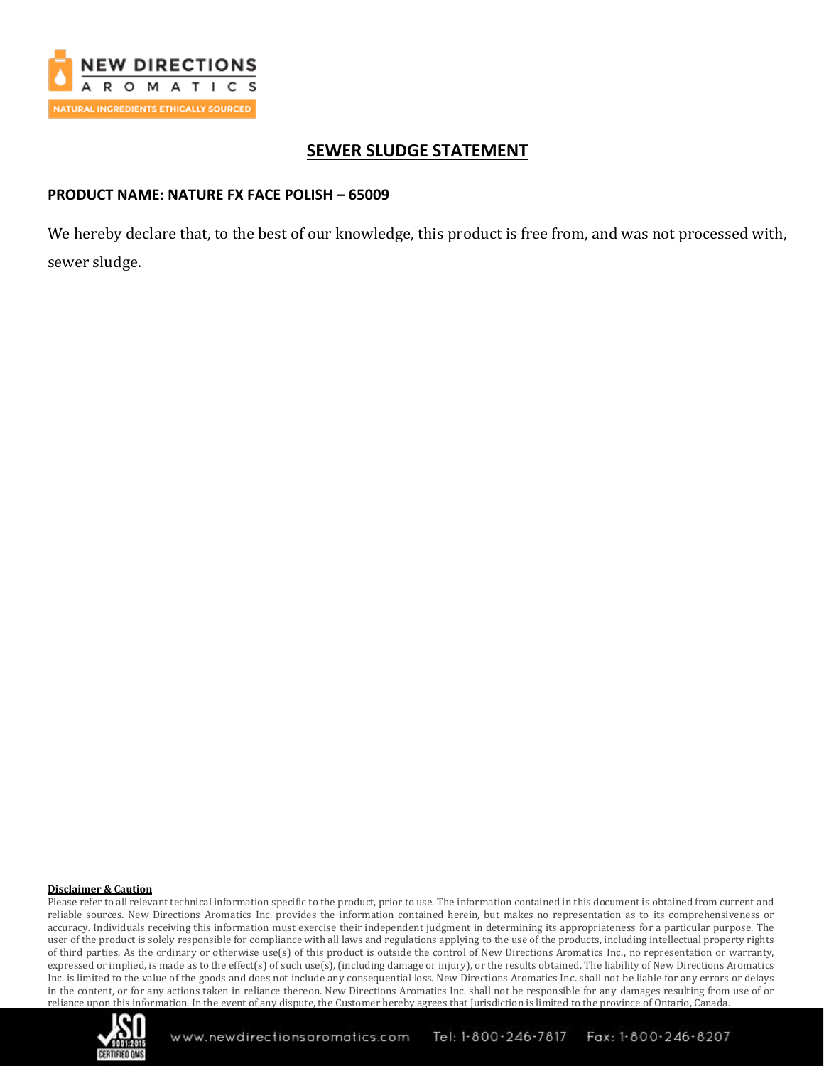# SEWER SLUDGE STATEMENT

**PRODUCT NAME: NATURE FX FACE POLISH – 65009**

We hereby declare that, to the best of our knowledge, this product is free from, and was not processed with, sewer sludge.

**Disclaimer & Caution**

Please refer to all relevant technical information specific to the product, prior to use. The information contained in this document is obtained from current and reliable sources. New Directions Aromatics Inc. provides the information contained herein, but makes no representation as to its comprehensiveness or accuracy. Individuals receiving this information must exercise their independent judgment in determining its appropriateness for a particular purpose. The user of the product is solely responsible for compliance with all laws and regulations applying to the use of the products, including intellectual property rights of third parties. As the ordinary or otherwise use(s) of this product is outside the control of New Directions Aromatics Inc., no representation or warranty, expressed or implied, is made as to the effect(s) of such use(s), (including damage or injury), or the results obtained. The liability of New Directions Aromatics Inc. is limited to the value of the goods and does not include any consequential loss. New Directions Aromatics Inc. shall not be liable for any errors or delays in the content, or for any actions taken in reliance thereon. New Directions Aromatics Inc. shall not be responsible for any damages resulting from use of or reliance upon this information. In the event of any dispute, the Customer hereby agrees that Jurisdiction is limited to the province of Ontario, Canada.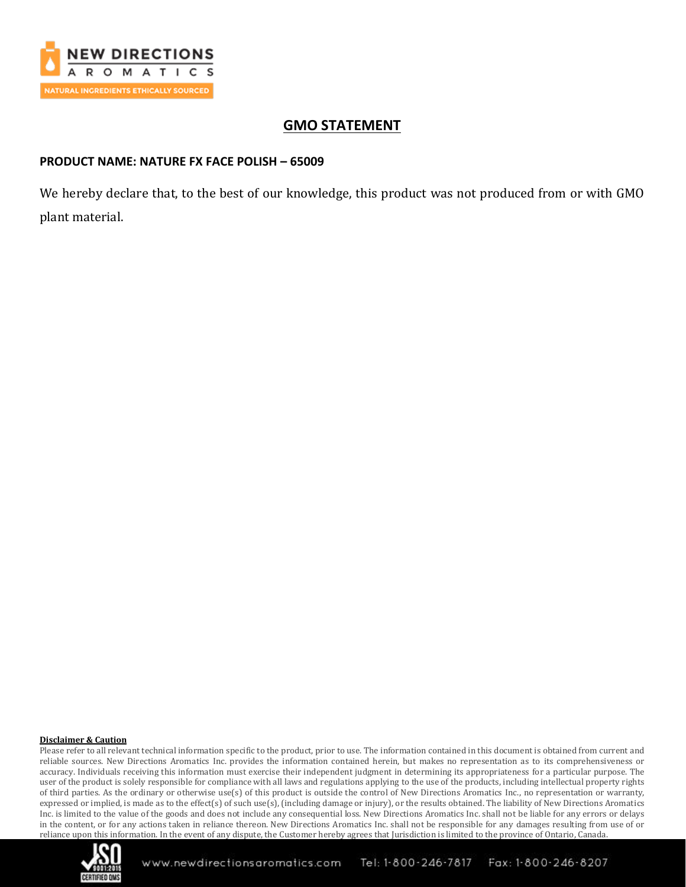# GMO STATEMENT

**PRODUCT NAME: NATURE FX FACE POLISH – 65009**

We hereby declare that, to the best of our knowledge, this product was not produced from or with GMO plant material.

**Disclaimer & Caution**

Please refer to all relevant technical information specific to the product, prior to use. The information contained in this document is obtained from current and reliable sources. New Directions Aromatics Inc. provides the information contained herein, but makes no representation as to its comprehensiveness or accuracy. Individuals receiving this information must exercise their independent judgment in determining its appropriateness for a particular purpose. The user of the product is solely responsible for compliance with all laws and regulations applying to the use of the products, including intellectual property rights of third parties. As the ordinary or otherwise use(s) of this product is outside the control of New Directions Aromatics Inc., no representation or warranty, expressed or implied, is made as to the effect(s) of such use(s), (including damage or injury), or the results obtained. The liability of New Directions Aromatics Inc. is limited to the value of the goods and does not include any consequential loss. New Directions Aromatics Inc. shall not be liable for any errors or delays in the content, or for any actions taken in reliance thereon. New Directions Aromatics Inc. shall not be responsible for any damages resulting from use of or reliance upon this information. In the event of any dispute, the Customer hereby agrees that Jurisdiction is limited to the province of Ontario, Canada.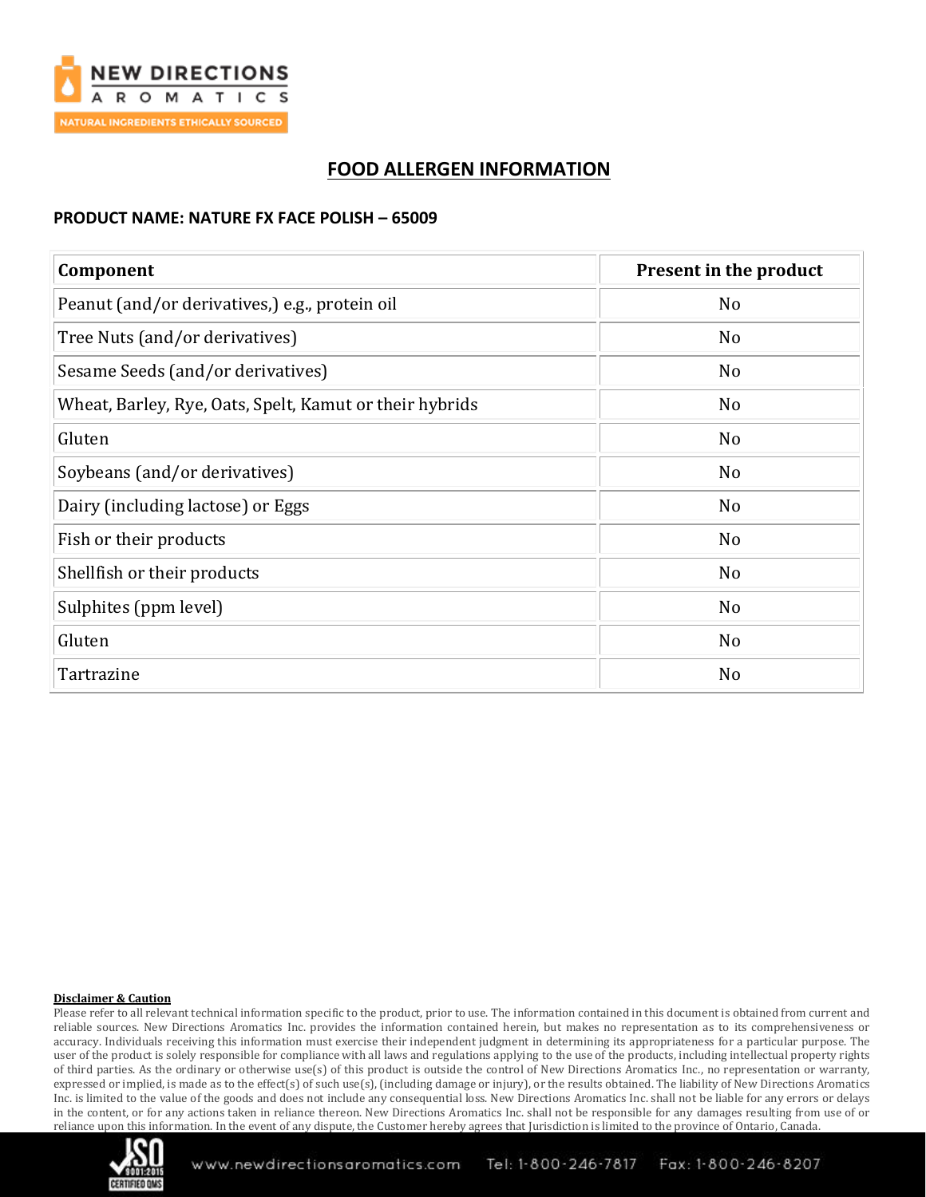# FOOD ALLERGEN INFORMATION

**PRODUCT NAME: NATURE FX FACE POLISH – 65009**

| Component | Present in the product |
|---|---|
| Peanut (and/or derivatives,) e.g., protein oil | No |
| Tree Nuts (and/or derivatives) | No |
| Sesame Seeds (and/or derivatives) | No |
| Wheat, Barley, Rye, Oats, Spelt, Kamut or their hybrids | No |
| Gluten | No |
| Soybeans (and/or derivatives) | No |
| Dairy (including lactose) or Eggs | No |
| Fish or their products | No |
| Shellfish or their products | No |
| Sulphites (ppm level) | No |
| Gluten | No |
| Tartrazine | No |

**Disclaimer & Caution**

Please refer to all relevant technical information specific to the product, prior to use. The information contained in this document is obtained from current and reliable sources. New Directions Aromatics Inc. provides the information contained herein, but makes no representation as to its comprehensiveness or accuracy. Individuals receiving this information must exercise their independent judgment in determining its appropriateness for a particular purpose. The user of the product is solely responsible for compliance with all laws and regulations applying to the use of the products, including intellectual property rights of third parties. As the ordinary or otherwise use(s) of this product is outside the control of New Directions Aromatics Inc., no representation or warranty, expressed or implied, is made as to the effect(s) of such use(s), (including damage or injury), or the results obtained. The liability of New Directions Aromatics Inc. is limited to the value of the goods and does not include any consequential loss. New Directions Aromatics Inc. shall not be liable for any errors or delays in the content, or for any actions taken in reliance thereon. New Directions Aromatics Inc. shall not be responsible for any damages resulting from use of or reliance upon this information. In the event of any dispute, the Customer hereby agrees that Jurisdiction is limited to the province of Ontario, Canada.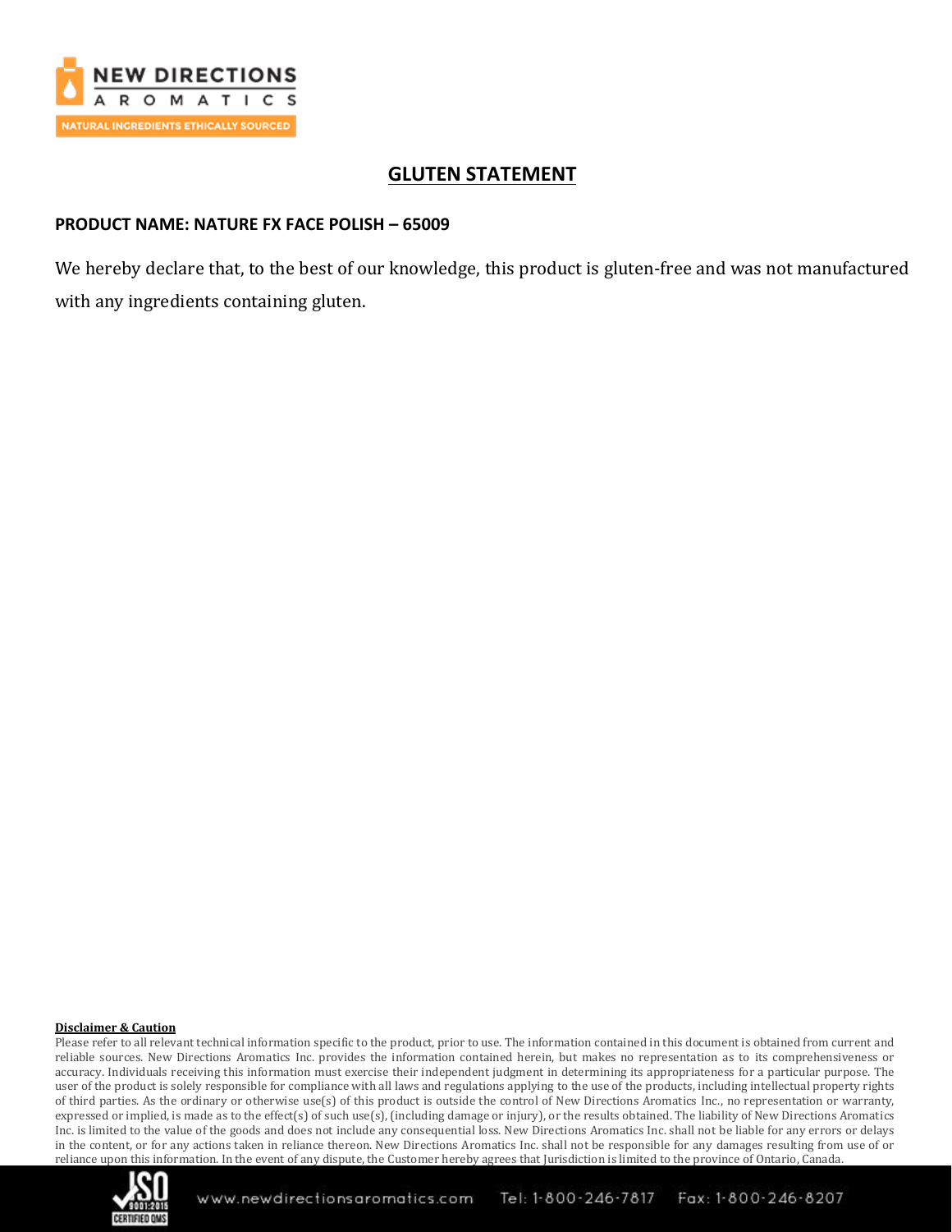# GLUTEN STATEMENT

**PRODUCT NAME: NATURE FX FACE POLISH – 65009**

We hereby declare that, to the best of our knowledge, this product is gluten-free and was not manufactured with any ingredients containing gluten.

**Disclaimer & Caution**

Please refer to all relevant technical information specific to the product, prior to use. The information contained in this document is obtained from current and reliable sources. New Directions Aromatics Inc. provides the information contained herein, but makes no representation as to its comprehensiveness or accuracy. Individuals receiving this information must exercise their independent judgment in determining its appropriateness for a particular purpose. The user of the product is solely responsible for compliance with all laws and regulations applying to the use of the products, including intellectual property rights of third parties. As the ordinary or otherwise use(s) of this product is outside the control of New Directions Aromatics Inc., no representation or warranty, expressed or implied, is made as to the effect(s) of such use(s), (including damage or injury), or the results obtained. The liability of New Directions Aromatics Inc. is limited to the value of the goods and does not include any consequential loss. New Directions Aromatics Inc. shall not be liable for any errors or delays in the content, or for any actions taken in reliance thereon. New Directions Aromatics Inc. shall not be responsible for any damages resulting from use of or reliance upon this information. In the event of any dispute, the Customer hereby agrees that Jurisdiction is limited to the province of Ontario, Canada.

www.newdirectionsaromatics.com Tel: 1-800-246-7817 Fax: 1-800-246-8207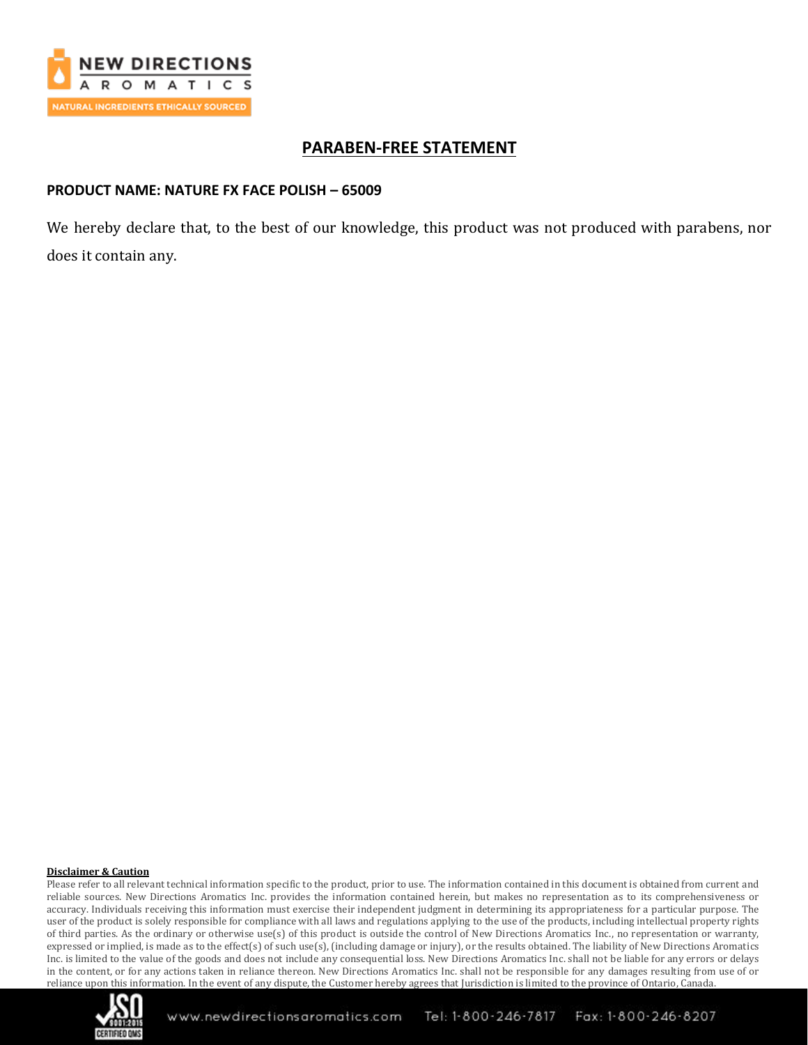## PARABEN-FREE STATEMENT

**PRODUCT NAME: NATURE FX FACE POLISH – 65009**

We hereby declare that, to the best of our knowledge, this product was not produced with parabens, nor does it contain any.

**Disclaimer & Caution**

Please refer to all relevant technical information specific to the product, prior to use. The information contained in this document is obtained from current and reliable sources. New Directions Aromatics Inc. provides the information contained herein, but makes no representation as to its comprehensiveness or accuracy. Individuals receiving this information must exercise their independent judgment in determining its appropriateness for a particular purpose. The user of the product is solely responsible for compliance with all laws and regulations applying to the use of the products, including intellectual property rights of third parties. As the ordinary or otherwise use(s) of this product is outside the control of New Directions Aromatics Inc., no representation or warranty, expressed or implied, is made as to the effect(s) of such use(s), (including damage or injury), or the results obtained. The liability of New Directions Aromatics Inc. is limited to the value of the goods and does not include any consequential loss. New Directions Aromatics Inc. shall not be liable for any errors or delays in the content, or for any actions taken in reliance thereon. New Directions Aromatics Inc. shall not be responsible for any damages resulting from use of or reliance upon this information. In the event of any dispute, the Customer hereby agrees that Jurisdiction is limited to the province of Ontario, Canada.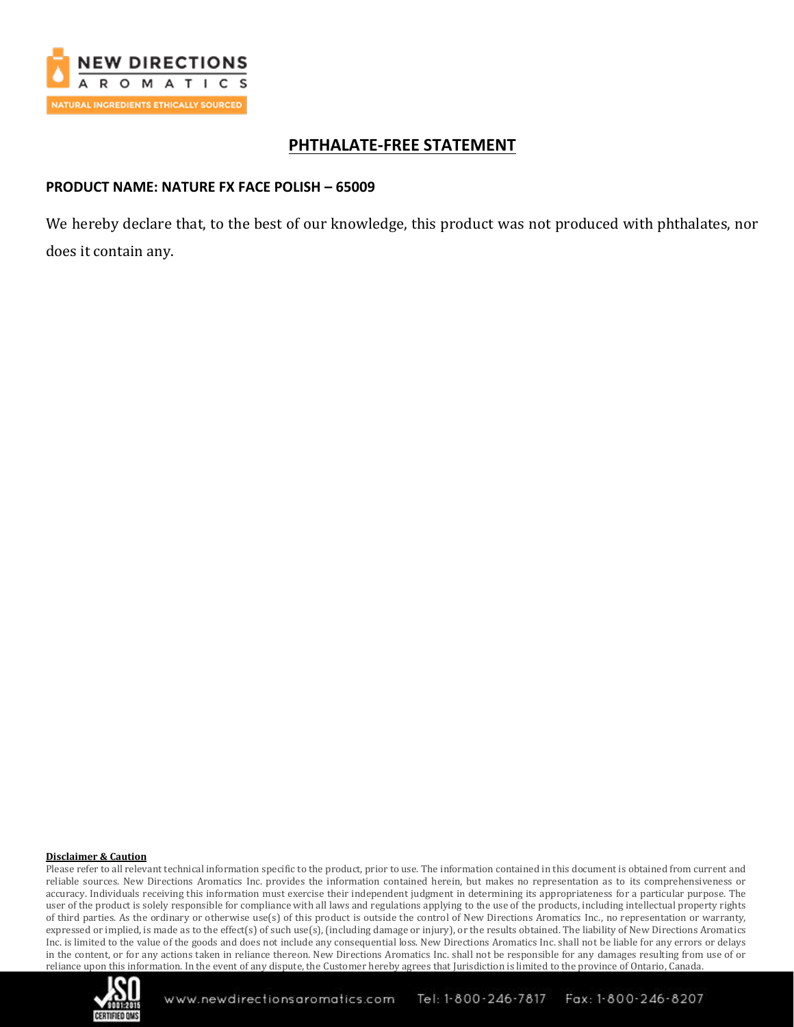# PHTHALATE-FREE STATEMENT

**PRODUCT NAME: NATURE FX FACE POLISH – 65009**

We hereby declare that, to the best of our knowledge, this product was not produced with phthalates, nor does it contain any.

**Disclaimer & Caution**

Please refer to all relevant technical information specific to the product, prior to use. The information contained in this document is obtained from current and reliable sources. New Directions Aromatics Inc. provides the information contained herein, but makes no representation as to its comprehensiveness or accuracy. Individuals receiving this information must exercise their independent judgment in determining its appropriateness for a particular purpose. The user of the product is solely responsible for compliance with all laws and regulations applying to the use of the products, including intellectual property rights of third parties. As the ordinary or otherwise use(s) of this product is outside the control of New Directions Aromatics Inc., no representation or warranty, expressed or implied, is made as to the effect(s) of such use(s), (including damage or injury), or the results obtained. The liability of New Directions Aromatics Inc. is limited to the value of the goods and does not include any consequential loss. New Directions Aromatics Inc. shall not be liable for any errors or delays in the content, or for any actions taken in reliance thereon. New Directions Aromatics Inc. shall not be responsible for any damages resulting from use of or reliance upon this information. In the event of any dispute, the Customer hereby agrees that Jurisdiction is limited to the province of Ontario, Canada.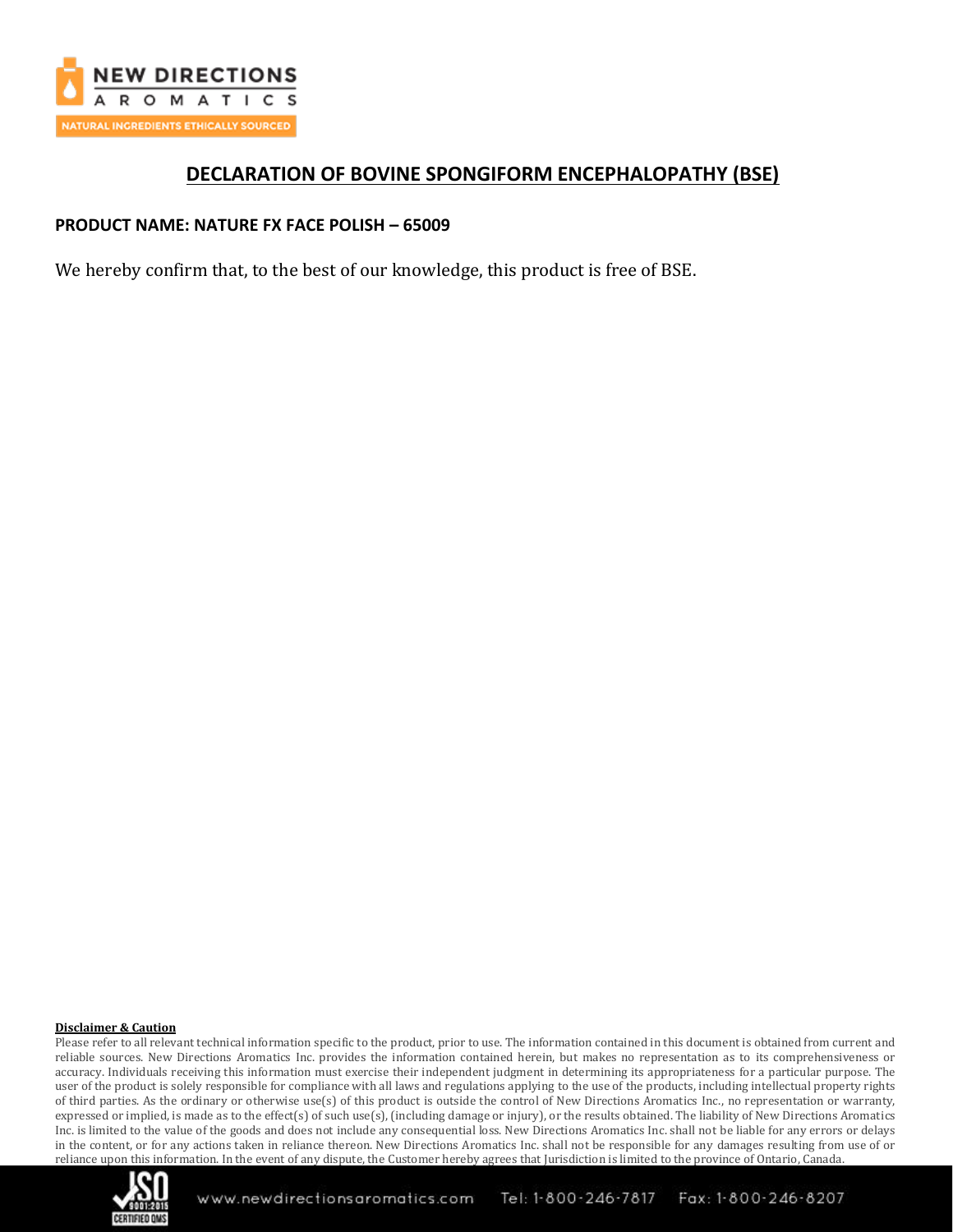# DECLARATION OF BOVINE SPONGIFORM ENCEPHALOPATHY (BSE)

**PRODUCT NAME: NATURE FX FACE POLISH – 65009**

We hereby confirm that, to the best of our knowledge, this product is free of BSE.

**Disclaimer & Caution**

Please refer to all relevant technical information specific to the product, prior to use. The information contained in this document is obtained from current and reliable sources. New Directions Aromatics Inc. provides the information contained herein, but makes no representation as to its comprehensiveness or accuracy. Individuals receiving this information must exercise their independent judgment in determining its appropriateness for a particular purpose. The user of the product is solely responsible for compliance with all laws and regulations applying to the use of the products, including intellectual property rights of third parties. As the ordinary or otherwise use(s) of this product is outside the control of New Directions Aromatics Inc., no representation or warranty, expressed or implied, is made as to the effect(s) of such use(s), (including damage or injury), or the results obtained. The liability of New Directions Aromatics Inc. is limited to the value of the goods and does not include any consequential loss. New Directions Aromatics Inc. shall not be liable for any errors or delays in the content, or for any actions taken in reliance thereon. New Directions Aromatics Inc. shall not be responsible for any damages resulting from use of or reliance upon this information. In the event of any dispute, the Customer hereby agrees that Jurisdiction is limited to the province of Ontario, Canada.

www.newdirectionsaromatics.com Tel: 1-800-246-7817 Fax: 1-800-246-8207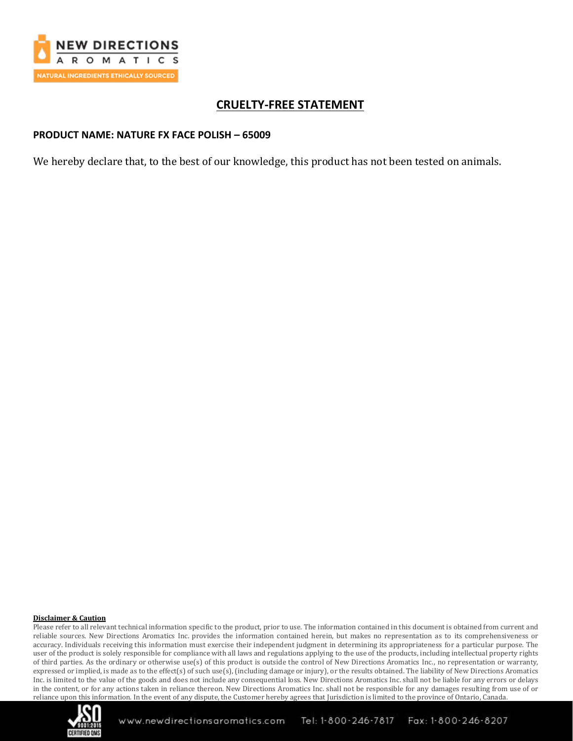# CRUELTY-FREE STATEMENT

**PRODUCT NAME: NATURE FX FACE POLISH – 65009**

We hereby declare that, to the best of our knowledge, this product has not been tested on animals.

**Disclaimer & Caution**

Please refer to all relevant technical information specific to the product, prior to use. The information contained in this document is obtained from current and reliable sources. New Directions Aromatics Inc. provides the information contained herein, but makes no representation as to its comprehensiveness or accuracy. Individuals receiving this information must exercise their independent judgment in determining its appropriateness for a particular purpose. The user of the product is solely responsible for compliance with all laws and regulations applying to the use of the products, including intellectual property rights of third parties. As the ordinary or otherwise use(s) of this product is outside the control of New Directions Aromatics Inc., no representation or warranty, expressed or implied, is made as to the effect(s) of such use(s), (including damage or injury), or the results obtained. The liability of New Directions Aromatics Inc. is limited to the value of the goods and does not include any consequential loss. New Directions Aromatics Inc. shall not be liable for any errors or delays in the content, or for any actions taken in reliance thereon. New Directions Aromatics Inc. shall not be responsible for any damages resulting from use of or reliance upon this information. In the event of any dispute, the Customer hereby agrees that Jurisdiction is limited to the province of Ontario, Canada.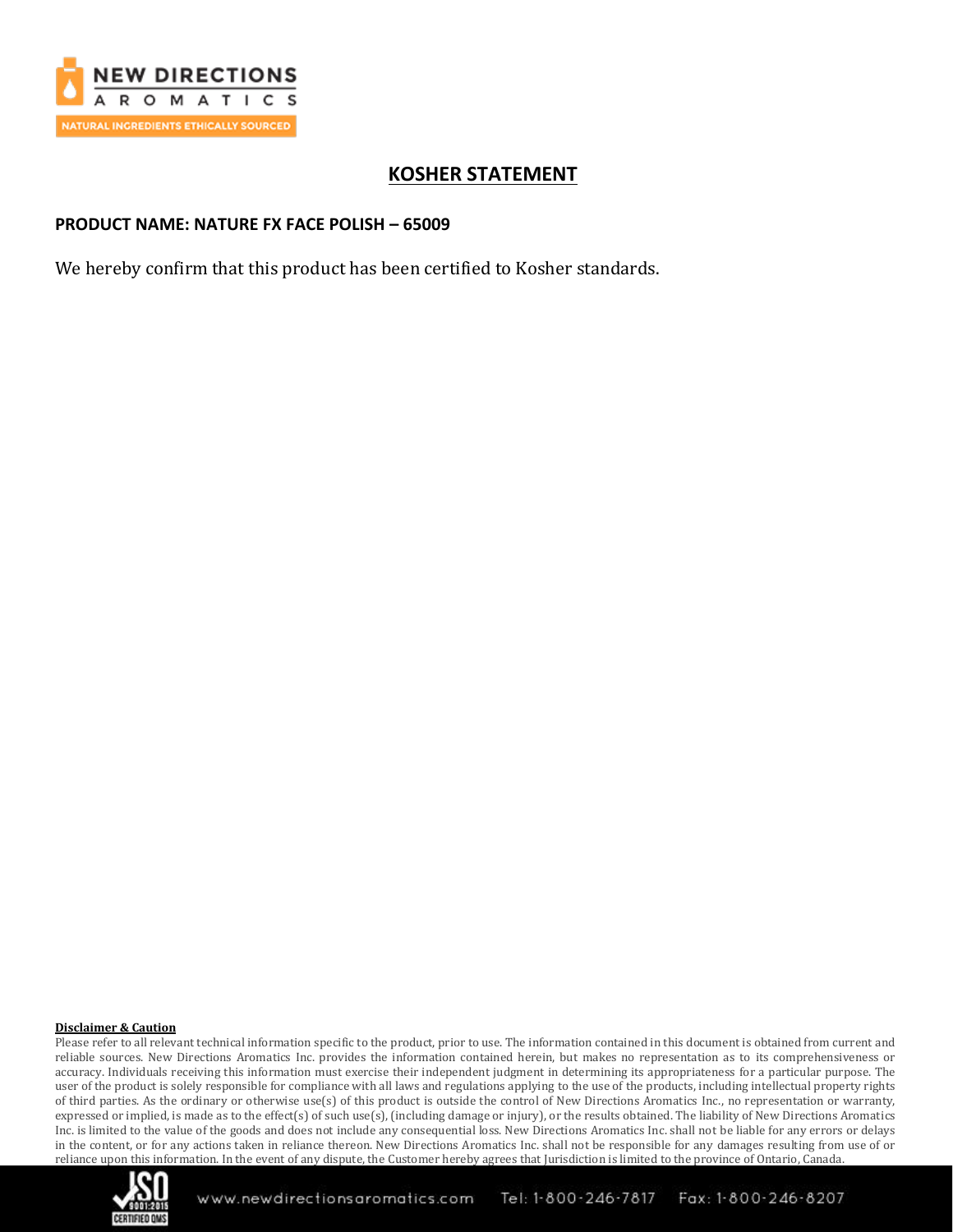# KOSHER STATEMENT

**PRODUCT NAME: NATURE FX FACE POLISH – 65009**

We hereby confirm that this product has been certified to Kosher standards.

**Disclaimer & Caution**

Please refer to all relevant technical information specific to the product, prior to use. The information contained in this document is obtained from current and reliable sources. New Directions Aromatics Inc. provides the information contained herein, but makes no representation as to its comprehensiveness or accuracy. Individuals receiving this information must exercise their independent judgment in determining its appropriateness for a particular purpose. The user of the product is solely responsible for compliance with all laws and regulations applying to the use of the products, including intellectual property rights of third parties. As the ordinary or otherwise use(s) of this product is outside the control of New Directions Aromatics Inc., no representation or warranty, expressed or implied, is made as to the effect(s) of such use(s), (including damage or injury), or the results obtained. The liability of New Directions Aromatics Inc. is limited to the value of the goods and does not include any consequential loss. New Directions Aromatics Inc. shall not be liable for any errors or delays in the content, or for any actions taken in reliance thereon. New Directions Aromatics Inc. shall not be responsible for any damages resulting from use of or reliance upon this information. In the event of any dispute, the Customer hereby agrees that Jurisdiction is limited to the province of Ontario, Canada.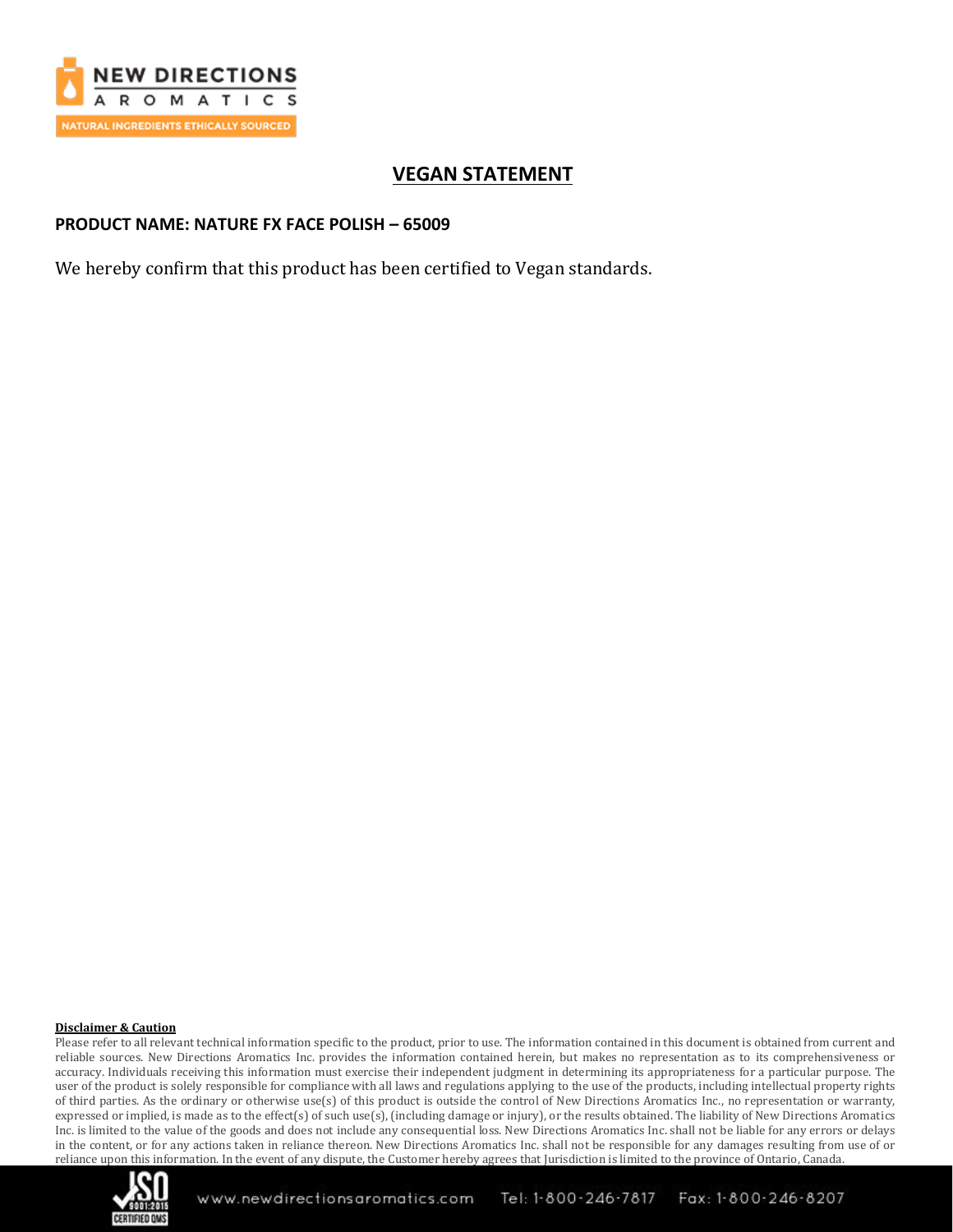# VEGAN STATEMENT

**PRODUCT NAME: NATURE FX FACE POLISH – 65009**

We hereby confirm that this product has been certified to Vegan standards.

**Disclaimer & Caution**

Please refer to all relevant technical information specific to the product, prior to use. The information contained in this document is obtained from current and reliable sources. New Directions Aromatics Inc. provides the information contained herein, but makes no representation as to its comprehensiveness or accuracy. Individuals receiving this information must exercise their independent judgment in determining its appropriateness for a particular purpose. The user of the product is solely responsible for compliance with all laws and regulations applying to the use of the products, including intellectual property rights of third parties. As the ordinary or otherwise use(s) of this product is outside the control of New Directions Aromatics Inc., no representation or warranty, expressed or implied, is made as to the effect(s) of such use(s), (including damage or injury), or the results obtained. The liability of New Directions Aromatics Inc. is limited to the value of the goods and does not include any consequential loss. New Directions Aromatics Inc. shall not be liable for any errors or delays in the content, or for any actions taken in reliance thereon. New Directions Aromatics Inc. shall not be responsible for any damages resulting from use of or reliance upon this information. In the event of any dispute, the Customer hereby agrees that Jurisdiction is limited to the province of Ontario, Canada.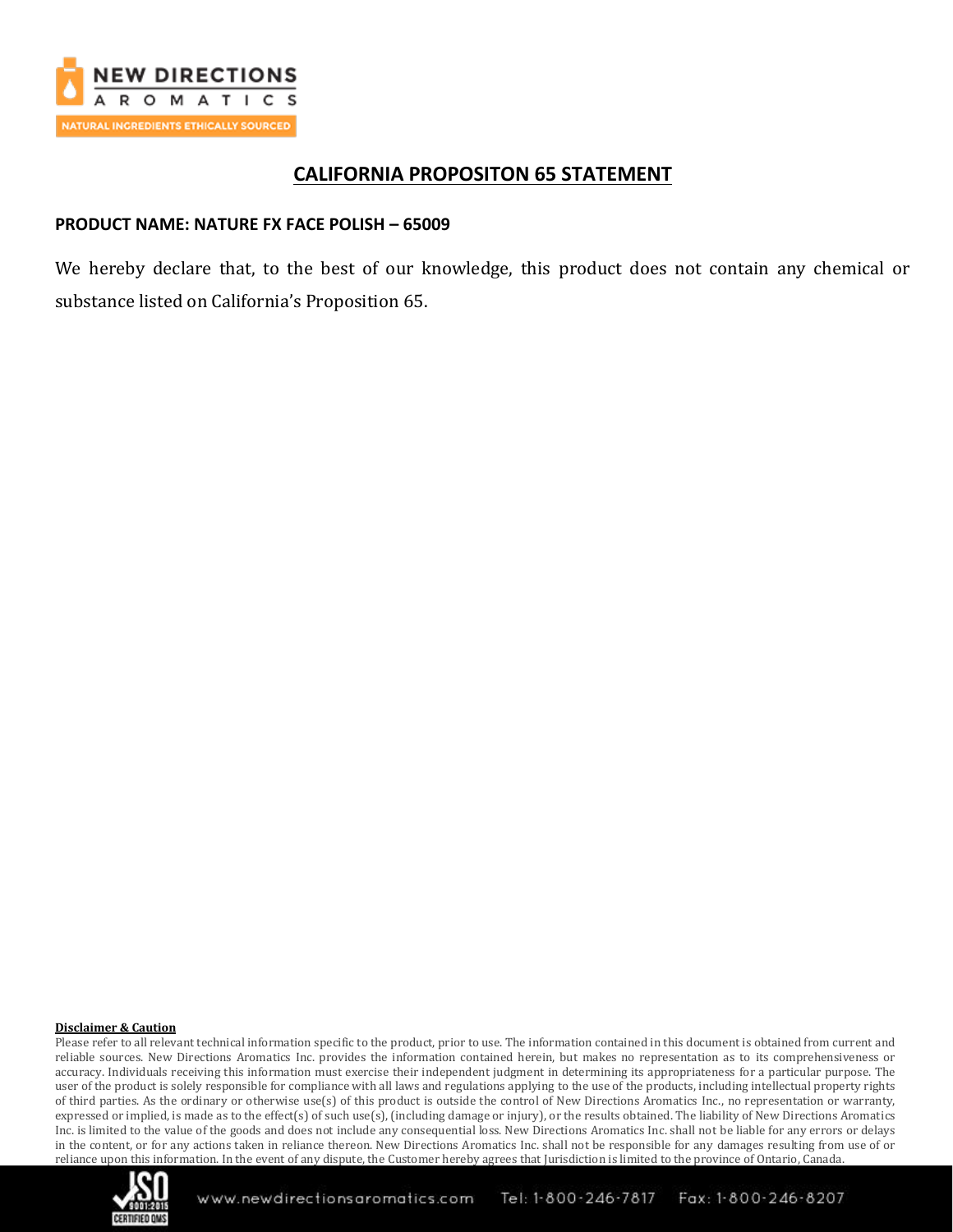# CALIFORNIA PROPOSITON 65 STATEMENT

**PRODUCT NAME: NATURE FX FACE POLISH – 65009**

We hereby declare that, to the best of our knowledge, this product does not contain any chemical or substance listed on California's Proposition 65.

**Disclaimer & Caution**

Please refer to all relevant technical information specific to the product, prior to use. The information contained in this document is obtained from current and reliable sources. New Directions Aromatics Inc. provides the information contained herein, but makes no representation as to its comprehensiveness or accuracy. Individuals receiving this information must exercise their independent judgment in determining its appropriateness for a particular purpose. The user of the product is solely responsible for compliance with all laws and regulations applying to the use of the products, including intellectual property rights of third parties. As the ordinary or otherwise use(s) of this product is outside the control of New Directions Aromatics Inc., no representation or warranty, expressed or implied, is made as to the effect(s) of such use(s), (including damage or injury), or the results obtained. The liability of New Directions Aromatics Inc. is limited to the value of the goods and does not include any consequential loss. New Directions Aromatics Inc. shall not be liable for any errors or delays in the content, or for any actions taken in reliance thereon. New Directions Aromatics Inc. shall not be responsible for any damages resulting from use of or reliance upon this information. In the event of any dispute, the Customer hereby agrees that Jurisdiction is limited to the province of Ontario, Canada.

www.newdirectionsaromatics.com Tel: 1-800-246-7817 Fax: 1-800-246-8207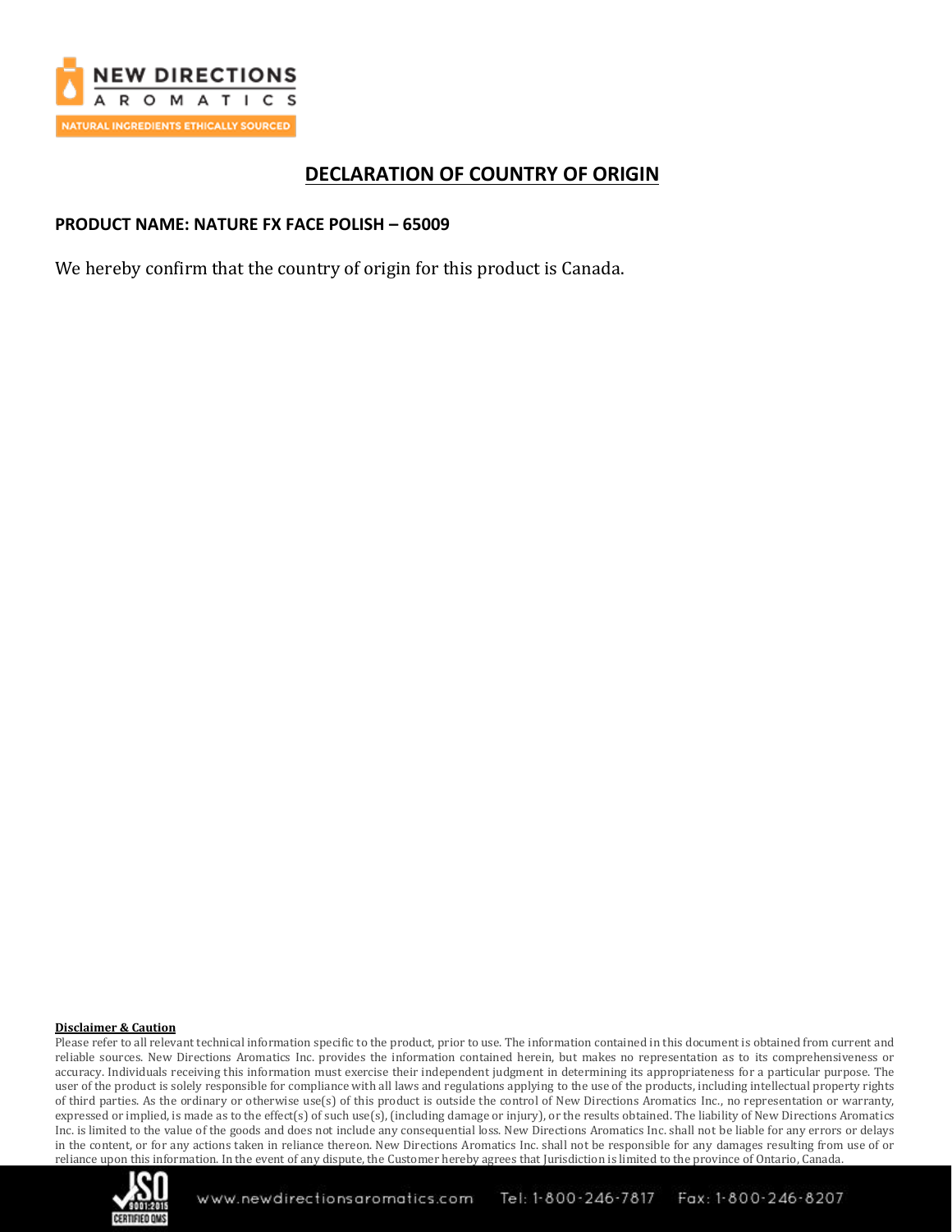# DECLARATION OF COUNTRY OF ORIGIN

**PRODUCT NAME: NATURE FX FACE POLISH – 65009**

We hereby confirm that the country of origin for this product is Canada.

**Disclaimer & Caution**

Please refer to all relevant technical information specific to the product, prior to use. The information contained in this document is obtained from current and reliable sources. New Directions Aromatics Inc. provides the information contained herein, but makes no representation as to its comprehensiveness or accuracy. Individuals receiving this information must exercise their independent judgment in determining its appropriateness for a particular purpose. The user of the product is solely responsible for compliance with all laws and regulations applying to the use of the products, including intellectual property rights of third parties. As the ordinary or otherwise use(s) of this product is outside the control of New Directions Aromatics Inc., no representation or warranty, expressed or implied, is made as to the effect(s) of such use(s), (including damage or injury), or the results obtained. The liability of New Directions Aromatics Inc. is limited to the value of the goods and does not include any consequential loss. New Directions Aromatics Inc. shall not be liable for any errors or delays in the content, or for any actions taken in reliance thereon. New Directions Aromatics Inc. shall not be responsible for any damages resulting from use of or reliance upon this information. In the event of any dispute, the Customer hereby agrees that Jurisdiction is limited to the province of Ontario, Canada.